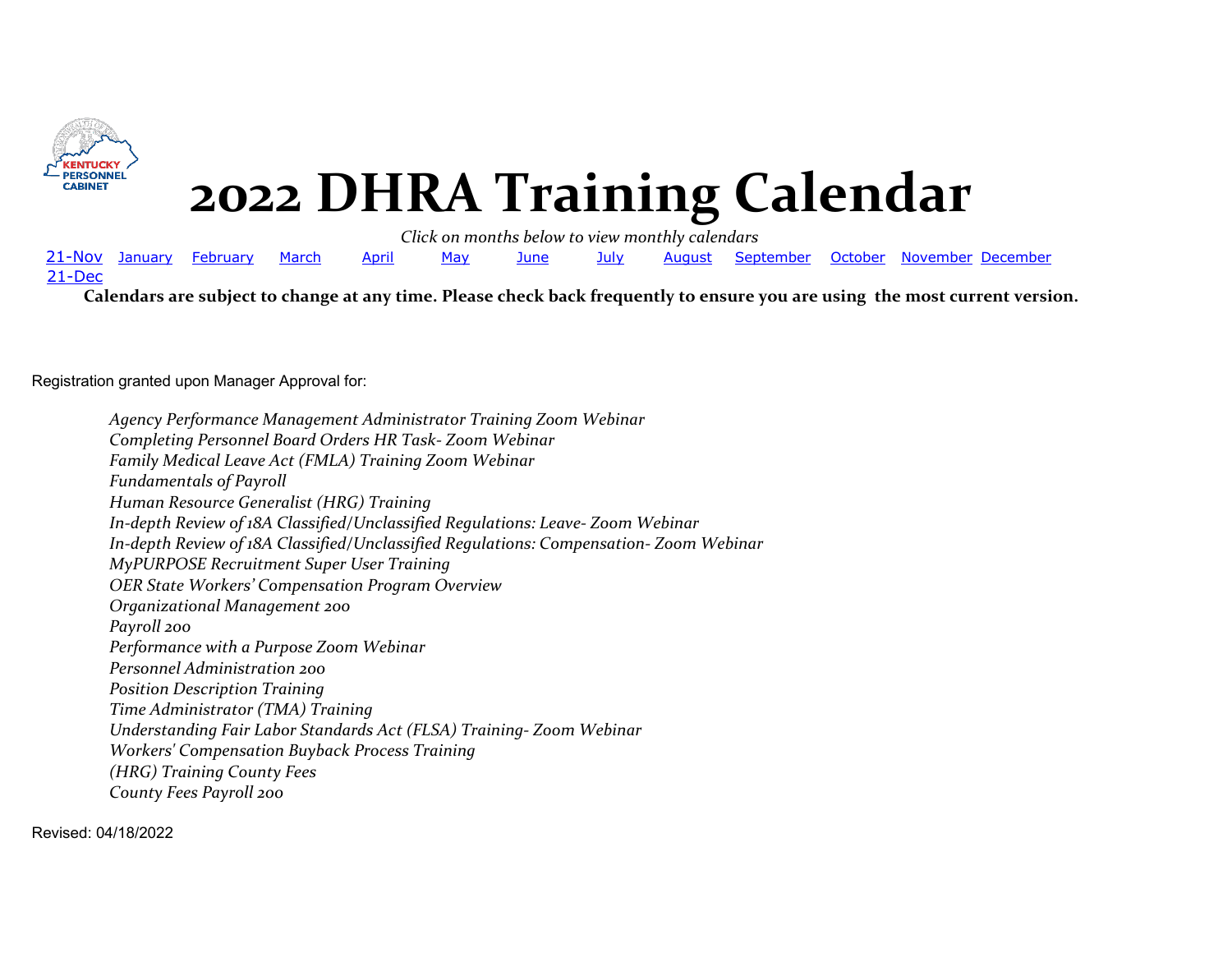# 2022 DHRA Training Calendar

*Click on months below to view monthly calendars*

21-Nov January February March April May June July August September October November December
21-Dec

**Calendars are subject to change at any time. Please check back frequently to ensure you are using the most current version.**

Registration granted upon Manager Approval for:

*Agency Performance Management Administrator Training Zoom Webinar*
*Completing Personnel Board Orders HR Task- Zoom Webinar*
*Family Medical Leave Act (FMLA) Training Zoom Webinar*
*Fundamentals of Payroll*
*Human Resource Generalist (HRG) Training*
*In-depth Review of 18A Classified/Unclassified Regulations: Leave- Zoom Webinar*
*In-depth Review of 18A Classified/Unclassified Regulations: Compensation- Zoom Webinar*
*MyPURPOSE Recruitment Super User Training*
*OER State Workers' Compensation Program Overview*
*Organizational Management 200*
*Payroll 200*
*Performance with a Purpose Zoom Webinar*
*Personnel Administration 200*
*Position Description Training*
*Time Administrator (TMA) Training*
*Understanding Fair Labor Standards Act (FLSA) Training- Zoom Webinar*
*Workers' Compensation Buyback Process Training*
*(HRG) Training County Fees*
*County Fees Payroll 200*

Revised: 04/18/2022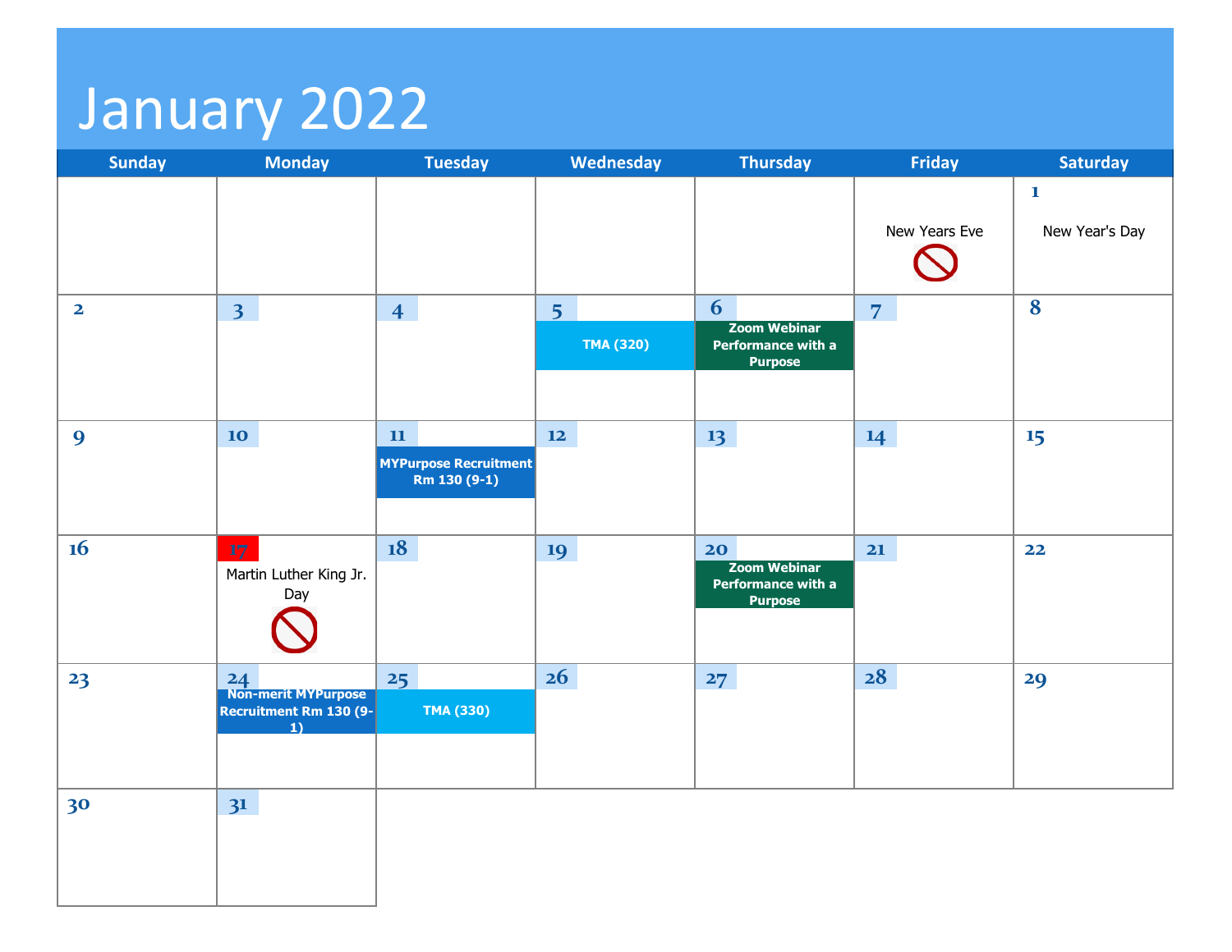# January 2022

| Sunday | Monday | Tuesday | Wednesday | Thursday | Friday | Saturday |
|---|---|---|---|---|---|---|
| | | | | | New Years Eve | 1 New Year's Day |
| 2 | 3 | 4 | 5 TMA (320) | 6 Zoom Webinar Performance with a Purpose | 7 | 8 |
| 9 | 10 | 11 MYPurpose Recruitment Rm 130 (9-1) | 12 | 13 | 14 | 15 |
| 16 | 17 Martin Luther King Jr. Day | 18 | 19 | 20 Zoom Webinar Performance with a Purpose | 21 | 22 |
| 23 | 24 Non-merit MYPurpose Recruitment Rm 130 (9-1) | 25 TMA (330) | 26 | 27 | 28 | 29 |
| 30 | 31 | | | | | |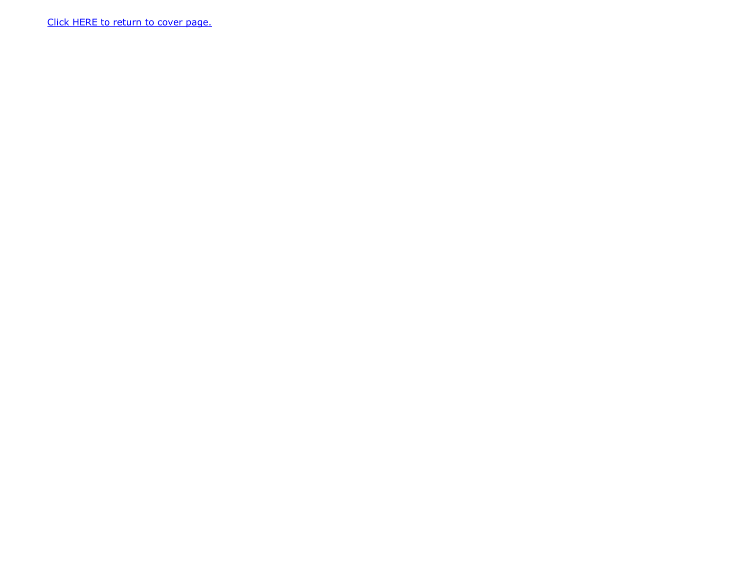Click HERE to return to cover page.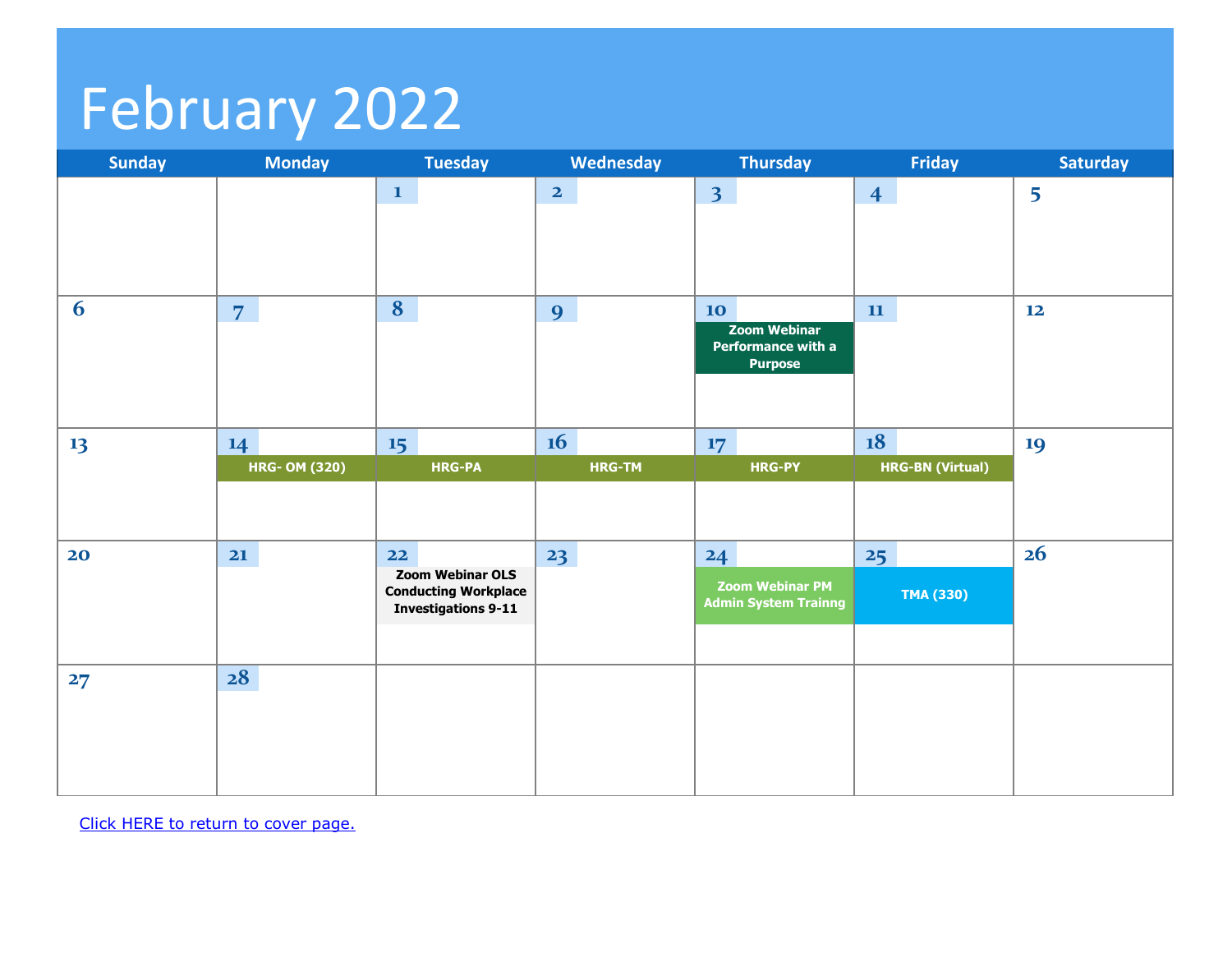# February 2022

| Sunday | Monday | Tuesday | Wednesday | Thursday | Friday | Saturday |
|---|---|---|---|---|---|---|
| | | 1 | 2 | 3 | 4 | 5 |
| 6 | 7 | 8 | 9 | 10 Zoom Webinar Performance with a Purpose | 11 | 12 |
| 13 | 14 HRG- OM (320) | 15 HRG-PA | 16 HRG-TM | 17 HRG-PY | 18 HRG-BN (Virtual) | 19 |
| 20 | 21 | 22 Zoom Webinar OLS Conducting Workplace Investigations 9-11 | 23 | 24 Zoom Webinar PM Admin System Trainng | 25 TMA (330) | 26 |
| 27 | 28 | | | | | |

[Click HERE to return to cover page.]()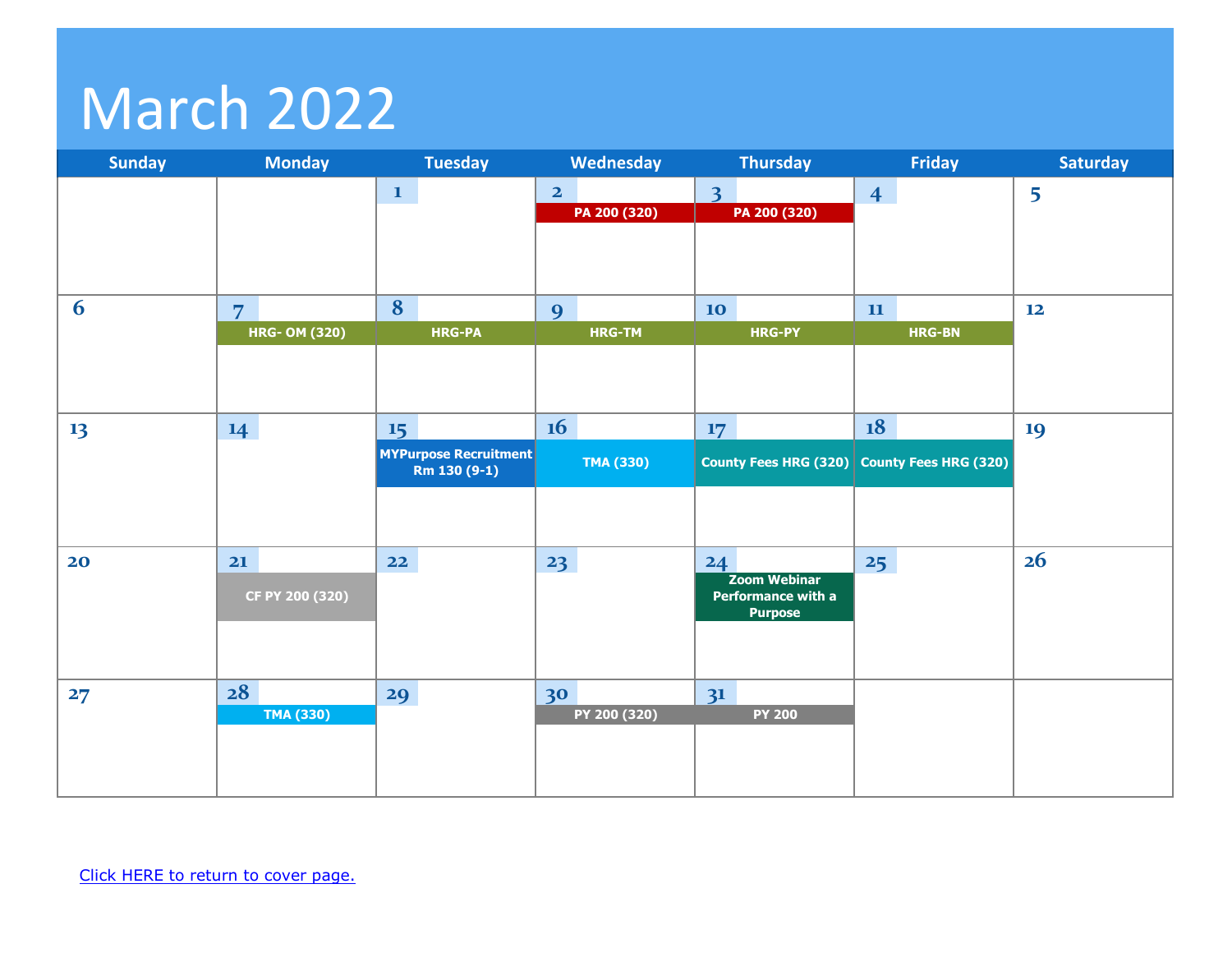# March 2022

| Sunday | Monday | Tuesday | Wednesday | Thursday | Friday | Saturday |
|---|---|---|---|---|---|---|
| | | 1 | 2 PA 200 (320) | 3 PA 200 (320) | 4 | 5 |
| 6 | 7 HRG- OM (320) | 8 HRG-PA | 9 HRG-TM | 10 HRG-PY | 11 HRG-BN | 12 |
| 13 | 14 | 15 MYPurpose Recruitment Rm 130 (9-1) | 16 TMA (330) | 17 County Fees HRG (320) | 18 County Fees HRG (320) | 19 |
| 20 | 21 CF PY 200 (320) | 22 | 23 | 24 Zoom Webinar Performance with a Purpose | 25 | 26 |
| 27 | 28 TMA (330) | 29 | 30 PY 200 (320) | 31 PY 200 | | |

[Click HERE to return to cover page.]()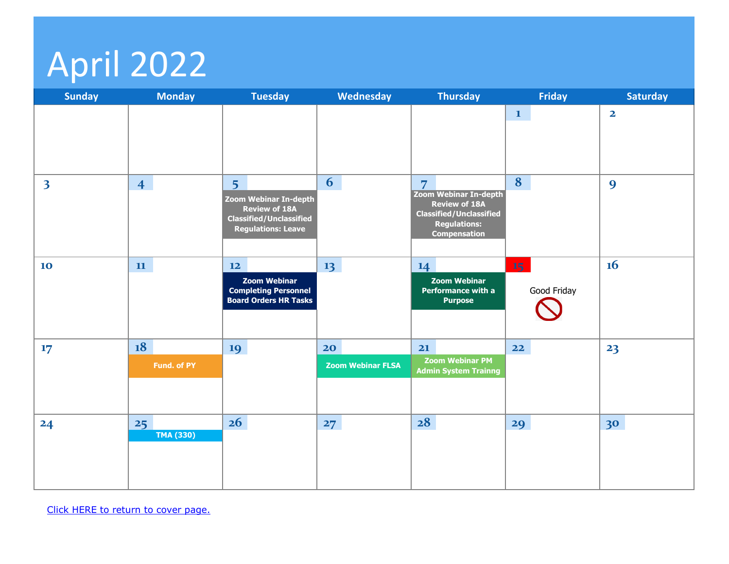# April 2022

| Sunday | Monday | Tuesday | Wednesday | Thursday | Friday | Saturday |
|---|---|---|---|---|---|---|
| | | | | | 1 | 2 |
| 3 | 4 | 5 **Zoom Webinar In-depth Review of 18A Classified/Unclassified Regulations: Leave** | 6 | 7 **Zoom Webinar In-depth Review of 18A Classified/Unclassified Regulations: Compensation** | 8 | 9 |
| 10 | 11 | 12 **Zoom Webinar Completing Personnel Board Orders HR Tasks** | 13 | 14 **Zoom Webinar Performance with a Purpose** | 15 Good Friday | 16 |
| 17 | 18 **Fund. of PY** | 19 | 20 **Zoom Webinar FLSA** | 21 **Zoom Webinar PM Admin System Trainng** | 22 | 23 |
| 24 | 25 **TMA (330)** | 26 | 27 | 28 | 29 | 30 |

[Click HERE to return to cover page.]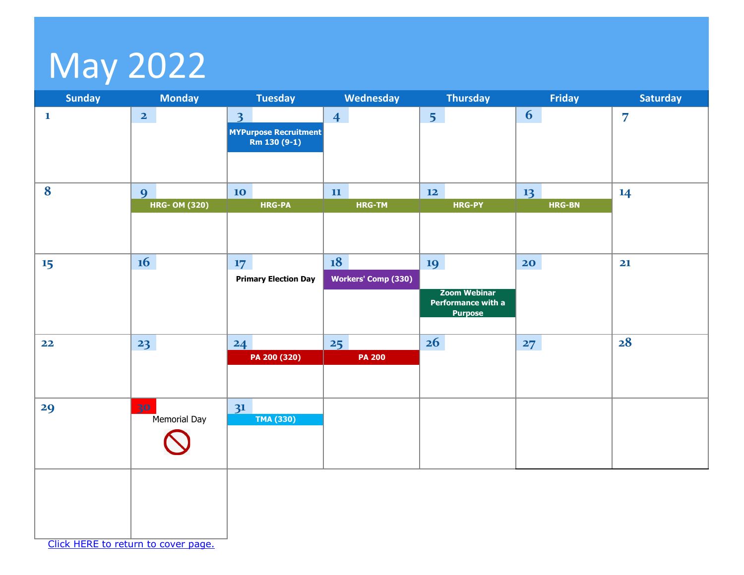# May 2022

| Sunday | Monday | Tuesday | Wednesday | Thursday | Friday | Saturday |
|---|---|---|---|---|---|---|
| 1 | 2 | 3 MYPurpose Recruitment Rm 130 (9-1) | 4 | 5 | 6 | 7 |
| 8 | 9 HRG- OM (320) | 10 HRG-PA | 11 HRG-TM | 12 HRG-PY | 13 HRG-BN | 14 |
| 15 | 16 | 17 Primary Election Day | 18 Workers' Comp (330) | 19 Zoom Webinar Performance with a Purpose | 20 | 21 |
| 22 | 23 | 24 PA 200 (320) | 25 PA 200 | 26 | 27 | 28 |
| 29 | 30 Memorial Day | 31 TMA (330) | | | | |
| | | | | | | |

[Click HERE to return to cover page.]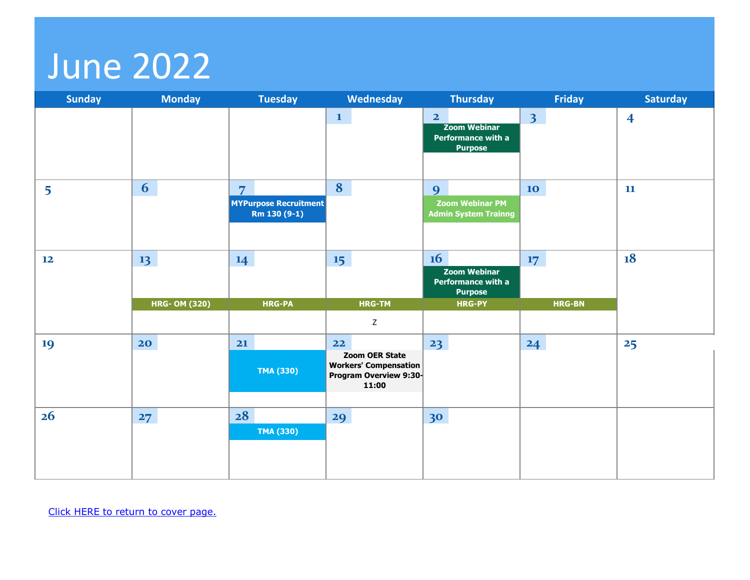# June 2022

| Sunday | Monday | Tuesday | Wednesday | Thursday | Friday | Saturday |
|---|---|---|---|---|---|---|
| | | | 1 | 2 Zoom Webinar Performance with a Purpose | 3 | 4 |
| 5 | 6 | 7 MYPurpose Recruitment Rm 130 (9-1) | 8 | 9 Zoom Webinar PM Admin System Trainng | 10 | 11 |
| 12 | 13 HRG- OM (320) | 14 HRG-PA | 15 HRG-TM Z | 16 Zoom Webinar Performance with a Purpose HRG-PY | 17 HRG-BN | 18 |
| 19 | 20 | 21 TMA (330) | 22 Zoom OER State Workers' Compensation Program Overview 9:30-11:00 | 23 | 24 | 25 |
| 26 | 27 | 28 TMA (330) | 29 | 30 | | |

Click HERE to return to cover page.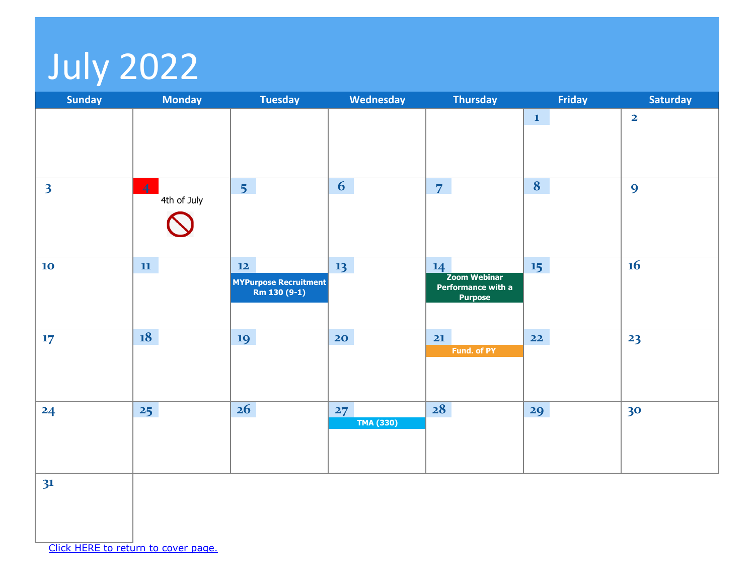# July 2022

| Sunday | Monday | Tuesday | Wednesday | Thursday | Friday | Saturday |
|---|---|---|---|---|---|---|
| | | | | | 1 | 2 |
| 3 | 4 4th of July | 5 | 6 | 7 | 8 | 9 |
| 10 | 11 | 12 **MYPurpose Recruitment Rm 130 (9-1)** | 13 | 14 **Zoom Webinar Performance with a Purpose** | 15 | 16 |
| 17 | 18 | 19 | 20 | 21 **Fund. of PY** | 22 | 23 |
| 24 | 25 | 26 | 27 **TMA (330)** | 28 | 29 | 30 |
| 31 | | | | | | |

[Click HERE to return to cover page.]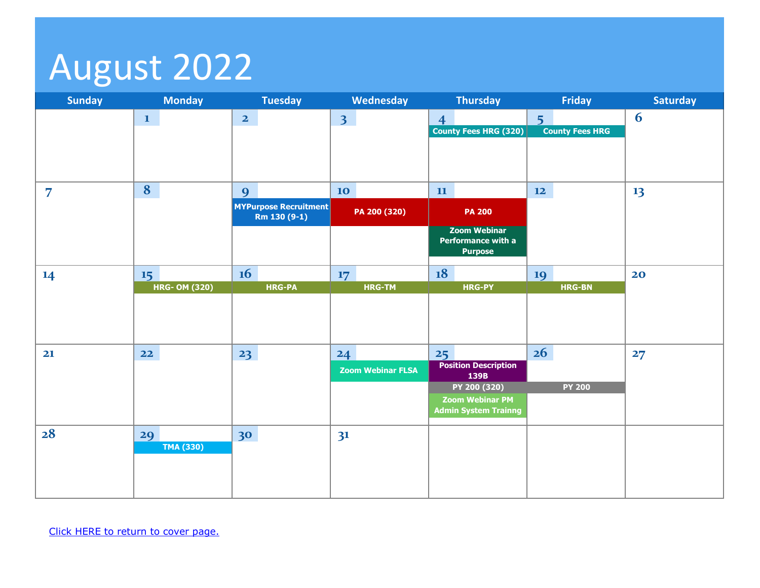# August 2022

| Sunday | Monday | Tuesday | Wednesday | Thursday | Friday | Saturday |
|---|---|---|---|---|---|---|
| | 1 | 2 | 3 | 4<br>County Fees HRG (320) | 5<br>County Fees HRG | 6 |
| 7 | 8 | 9<br>MYPurpose Recruitment Rm 130 (9-1) | 10<br>PA 200 (320) | 11<br>PA 200<br>Zoom Webinar Performance with a Purpose | 12 | 13 |
| 14 | 15<br>HRG- OM (320) | 16<br>HRG-PA | 17<br>HRG-TM | 18<br>HRG-PY | 19<br>HRG-BN | 20 |
| 21 | 22 | 23 | 24<br>Zoom Webinar FLSA | 25<br>Position Description 139B<br>PY 200 (320)<br>Zoom Webinar PM Admin System Trainng | 26<br>PY 200 | 27 |
| 28 | 29<br>TMA (330) | 30 | 31 | | | |

[Click HERE to return to cover page.]()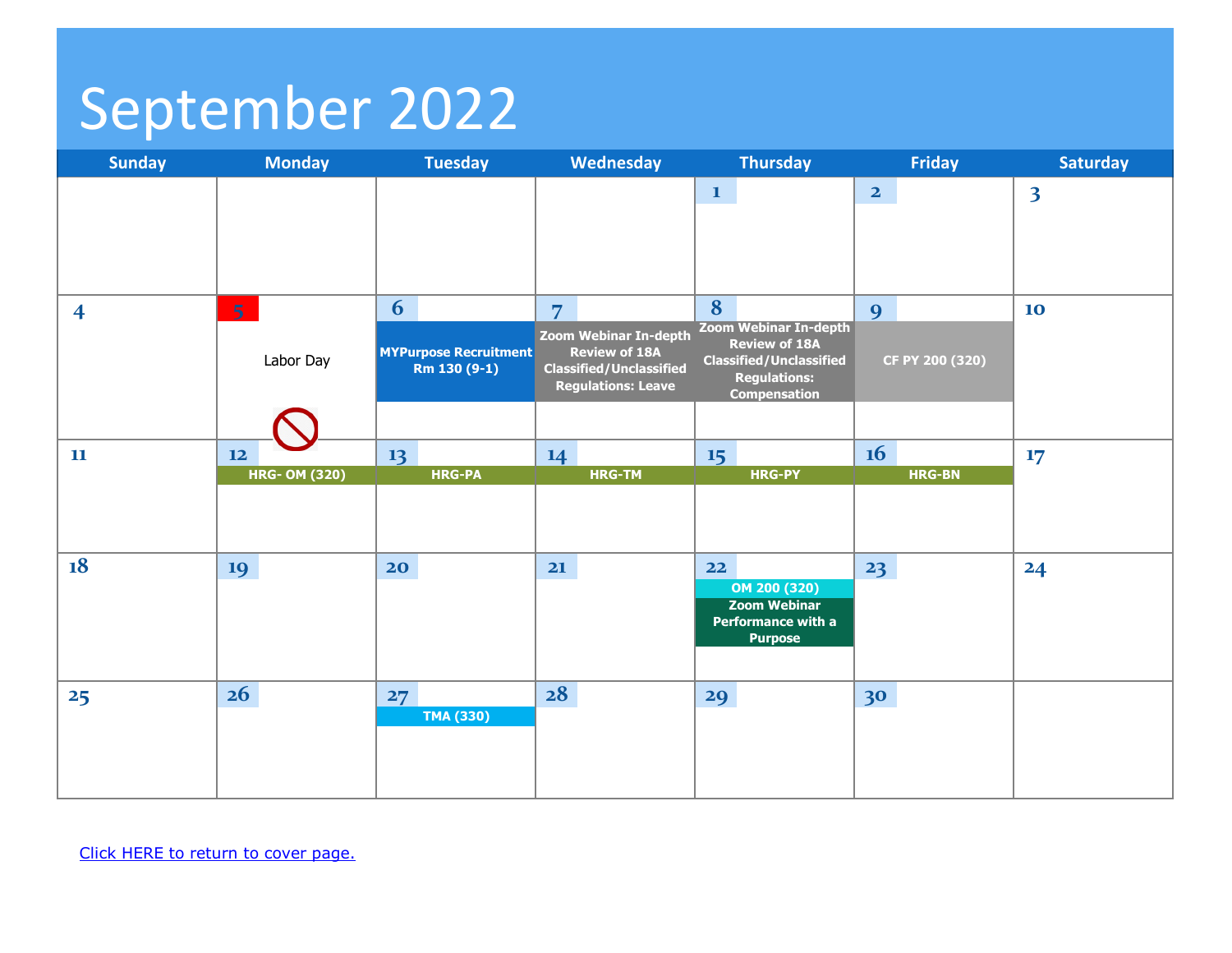# September 2022

| Sunday | Monday | Tuesday | Wednesday | Thursday | Friday | Saturday |
|---|---|---|---|---|---|---|
| | | | | 1 | 2 | 3 |
| 4 | 5<br>Labor Day | 6<br>MYPurpose Recruitment Rm 130 (9-1) | 7<br>Zoom Webinar In-depth Review of 18A Classified/Unclassified Regulations: Leave | 8<br>Zoom Webinar In-depth Review of 18A Classified/Unclassified Regulations: Compensation | 9<br>CF PY 200 (320) | 10 |
| 11 | 12<br>HRG- OM (320) | 13<br>HRG-PA | 14<br>HRG-TM | 15<br>HRG-PY | 16<br>HRG-BN | 17 |
| 18 | 19 | 20 | 21 | 22<br>OM 200 (320)<br>Zoom Webinar Performance with a Purpose | 23 | 24 |
| 25 | 26 | 27<br>TMA (330) | 28 | 29 | 30 | |

[Click HERE to return to cover page.]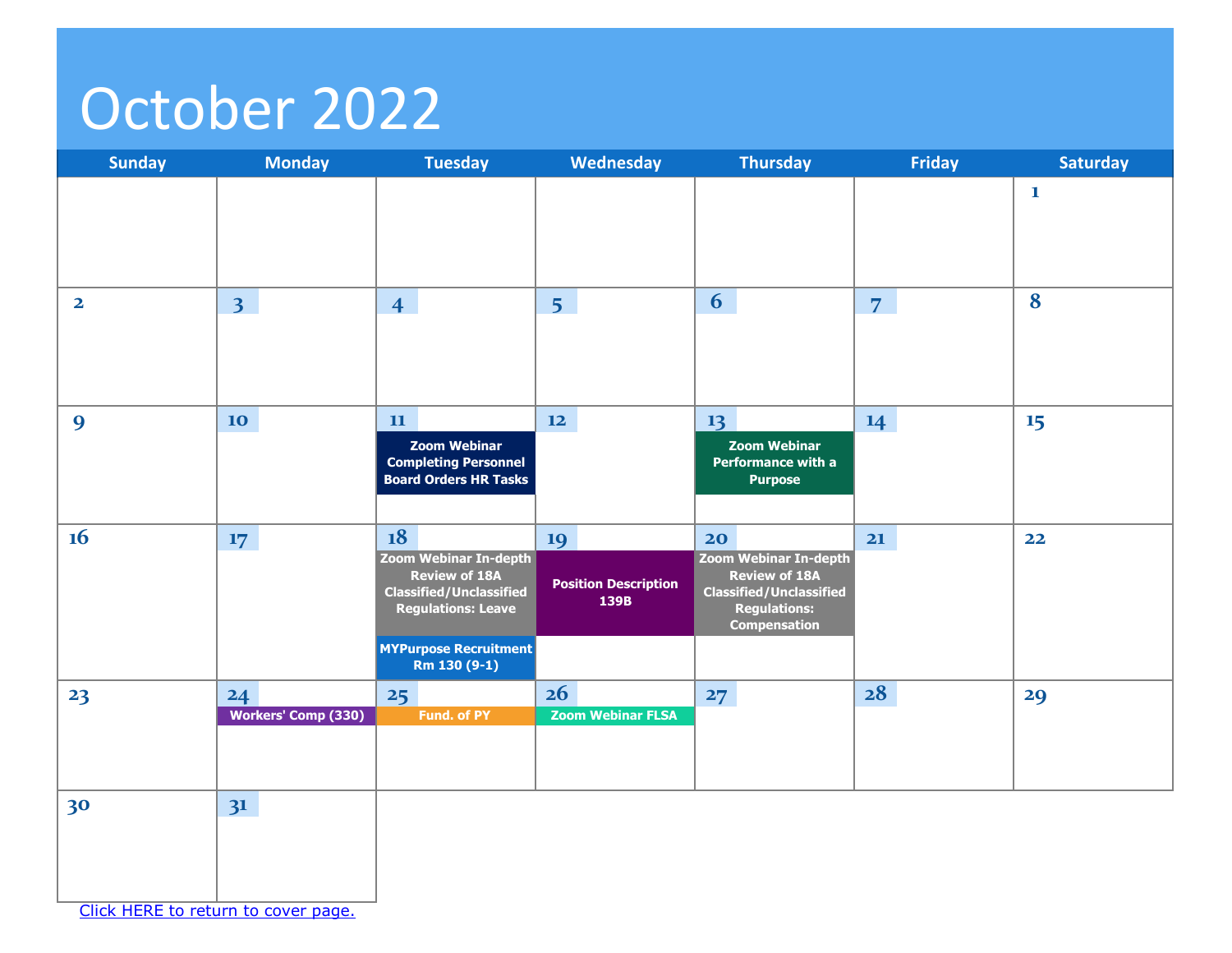# October 2022

| Sunday | Monday | Tuesday | Wednesday | Thursday | Friday | Saturday |
|---|---|---|---|---|---|---|
| | | | | | | 1 |
| 2 | 3 | 4 | 5 | 6 | 7 | 8 |
| 9 | 10 | 11 Zoom Webinar Completing Personnel Board Orders HR Tasks | 12 | 13 Zoom Webinar Performance with a Purpose | 14 | 15 |
| 16 | 17 | 18 Zoom Webinar In-depth Review of 18A Classified/Unclassified Regulations: Leave; MYPurpose Recruitment Rm 130 (9-1) | 19 Position Description 139B | 20 Zoom Webinar In-depth Review of 18A Classified/Unclassified Regulations: Compensation | 21 | 22 |
| 23 | 24 Workers' Comp (330) | 25 Fund. of PY | 26 Zoom Webinar FLSA | 27 | 28 | 29 |
| 30 | 31 | | | | | |

Click HERE to return to cover page.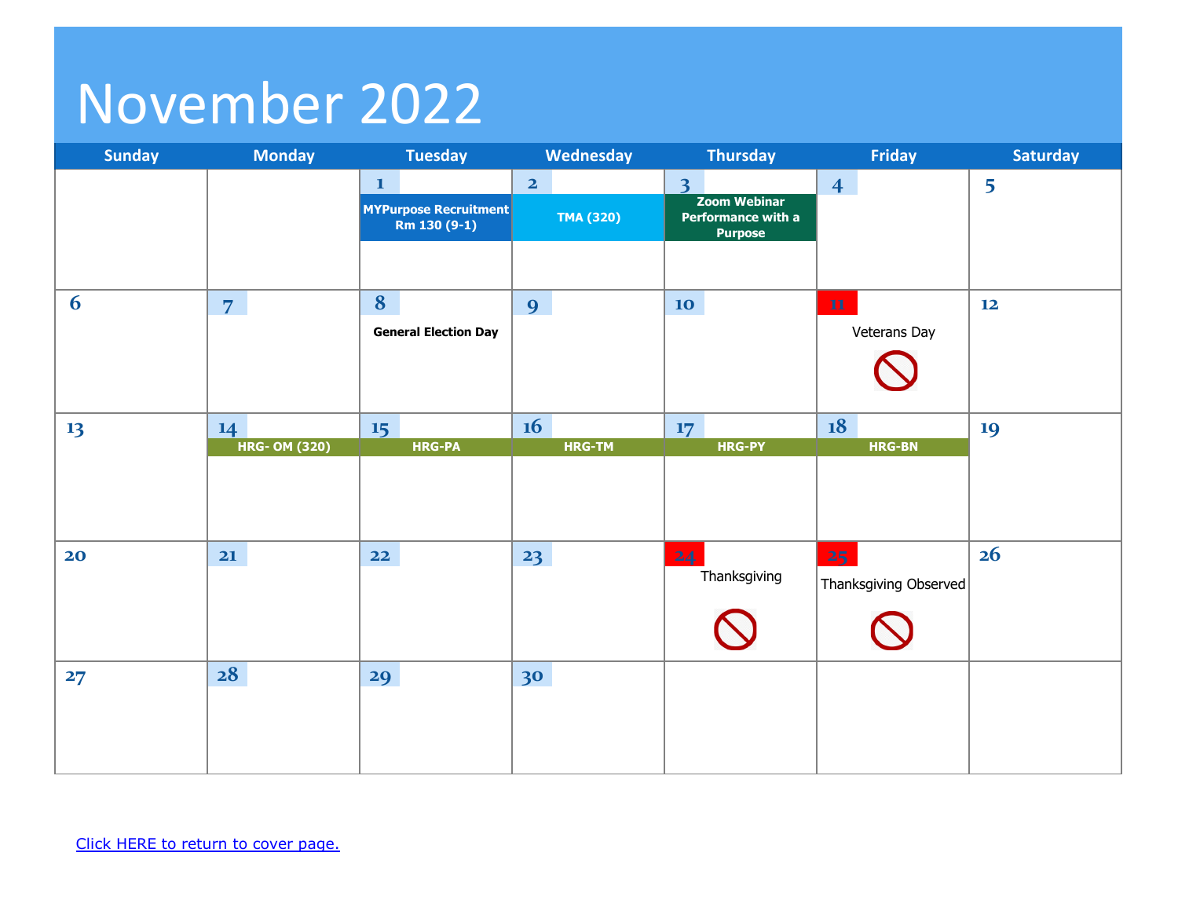# November 2022

| Sunday | Monday | Tuesday | Wednesday | Thursday | Friday | Saturday |
|---|---|---|---|---|---|---|
| | | 1 MYPurpose Recruitment Rm 130 (9-1) | 2 TMA (320) | 3 Zoom Webinar Performance with a Purpose | 4 | 5 |
| 6 | 7 | 8 General Election Day | 9 | 10 | 11 Veterans Day | 12 |
| 13 | 14 HRG- OM (320) | 15 HRG-PA | 16 HRG-TM | 17 HRG-PY | 18 HRG-BN | 19 |
| 20 | 21 | 22 | 23 | 24 Thanksgiving | 25 Thanksgiving Observed | 26 |
| 27 | 28 | 29 | 30 | | | |

[Click HERE to return to cover page.]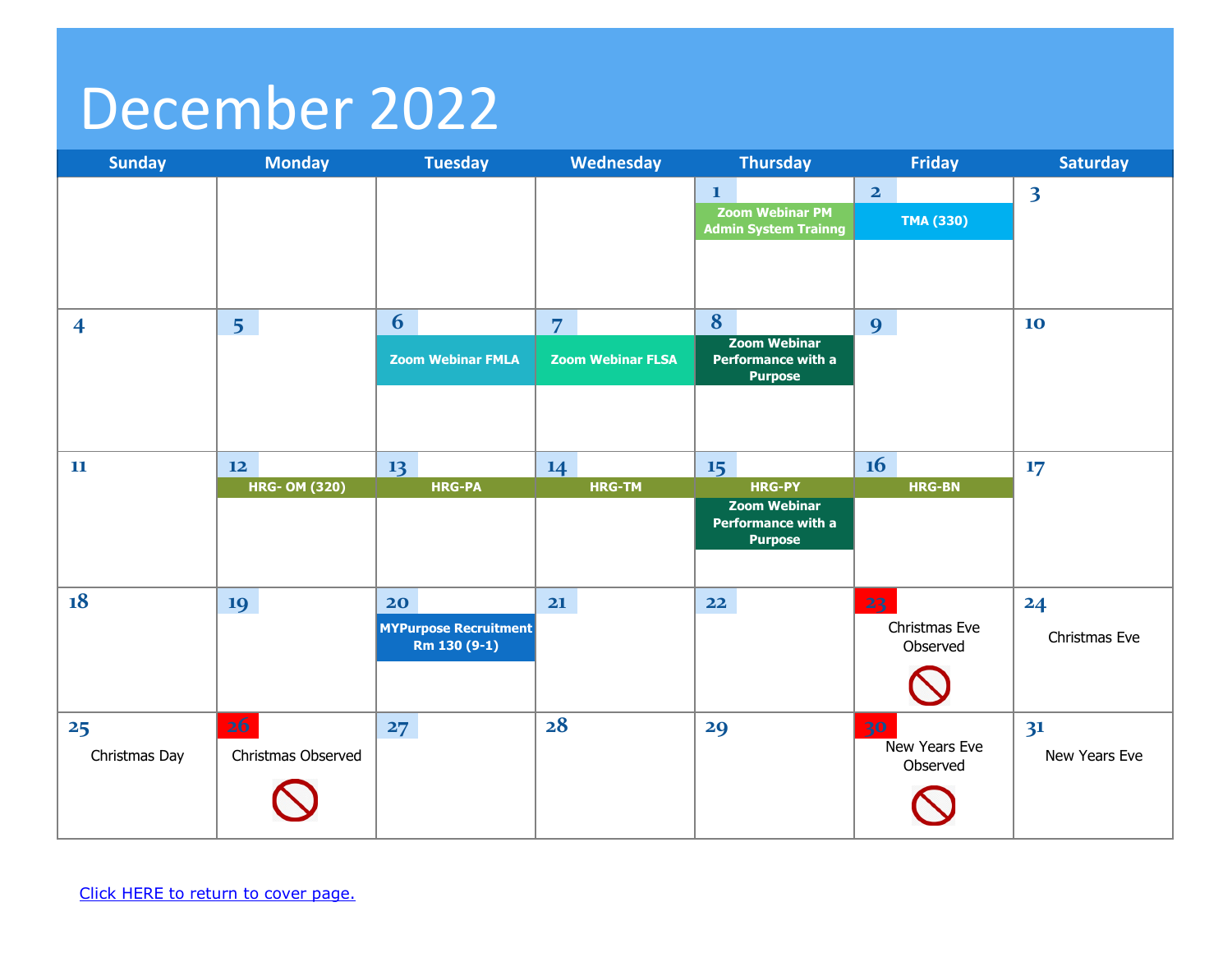# December 2022

| Sunday | Monday | Tuesday | Wednesday | Thursday | Friday | Saturday |
|---|---|---|---|---|---|---|
| | | | | 1 Zoom Webinar PM Admin System Trainng | 2 TMA (330) | 3 |
| 4 | 5 | 6 Zoom Webinar FMLA | 7 Zoom Webinar FLSA | 8 Zoom Webinar Performance with a Purpose | 9 | 10 |
| 11 | 12 HRG- OM (320) | 13 HRG-PA | 14 HRG-TM | 15 HRG-PY Zoom Webinar Performance with a Purpose | 16 HRG-BN | 17 |
| 18 | 19 | 20 MYPurpose Recruitment Rm 130 (9-1) | 21 | 22 | 23 Christmas Eve Observed | 24 Christmas Eve |
| 25 Christmas Day | 26 Christmas Observed | 27 | 28 | 29 | 30 New Years Eve Observed | 31 New Years Eve |

Click HERE to return to cover page.